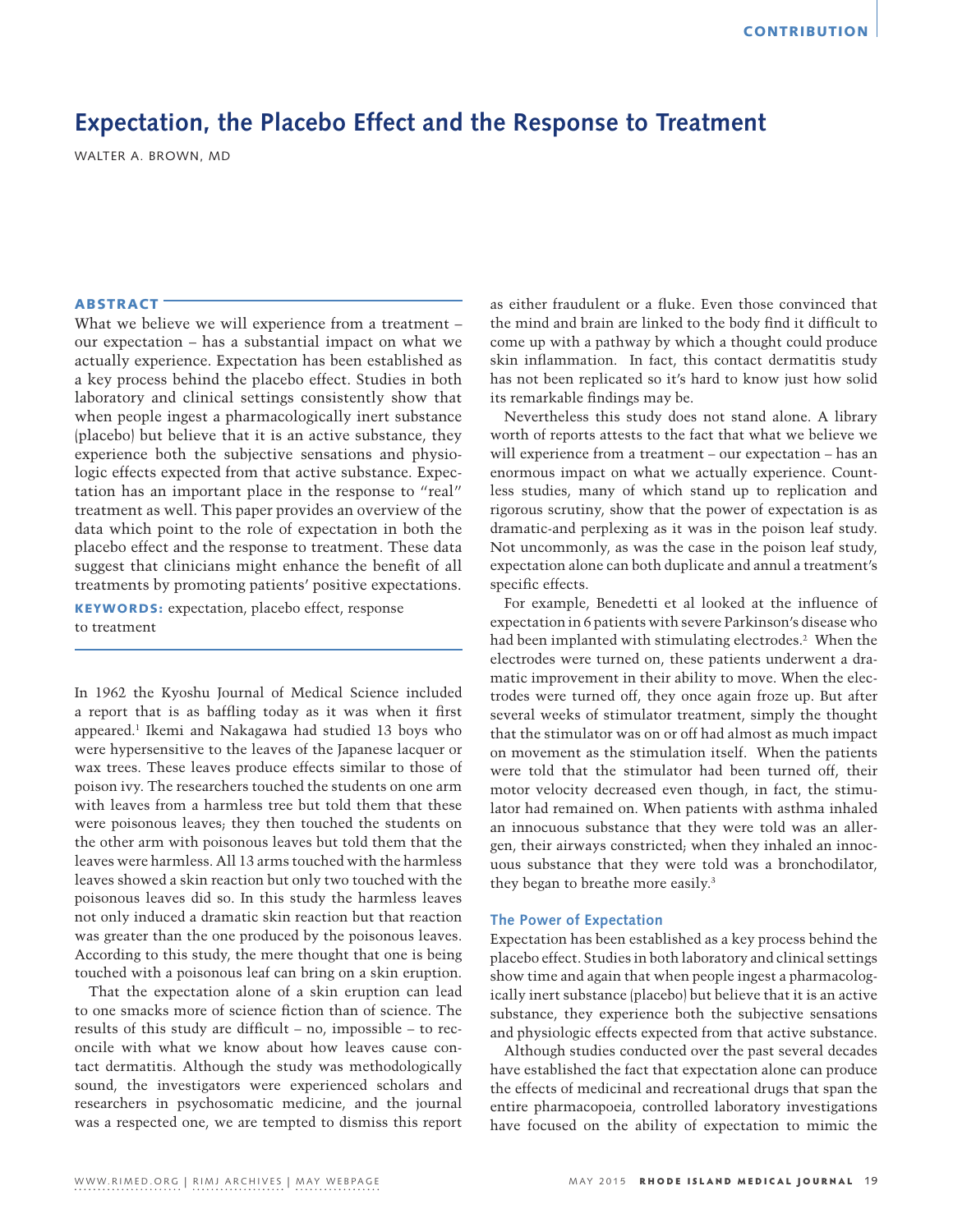# Expectation, the Placebo Effect and the Response to Treatment

WALTER A. BROWN, MD

## ABSTRACT

What we believe we will experience from a treatment – our expectation – has a substantial impact on what we actually experience. Expectation has been established as a key process behind the placebo effect. Studies in both laboratory and clinical settings consistently show that when people ingest a pharmacologically inert substance (placebo) but believe that it is an active substance, they experience both the subjective sensations and physiologic effects expected from that active substance. Expectation has an important place in the response to "real" treatment as well. This paper provides an overview of the data which point to the role of expectation in both the placebo effect and the response to treatment. These data suggest that clinicians might enhance the benefit of all treatments by promoting patients' positive expectations.

**KEYWORDS:** expectation, placebo effect, response to treatment

In 1962 the Kyoshu Journal of Medical Science included a report that is as baffling today as it was when it first appeared.[1] Ikemi and Nakagawa had studied 13 boys who were hypersensitive to the leaves of the Japanese lacquer or wax trees. These leaves produce effects similar to those of poison ivy. The researchers touched the students on one arm with leaves from a harmless tree but told them that these were poisonous leaves; they then touched the students on the other arm with poisonous leaves but told them that the leaves were harmless. All 13 arms touched with the harmless leaves showed a skin reaction but only two touched with the poisonous leaves did so. In this study the harmless leaves not only induced a dramatic skin reaction but that reaction was greater than the one produced by the poisonous leaves. According to this study, the mere thought that one is being touched with a poisonous leaf can bring on a skin eruption.

That the expectation alone of a skin eruption can lead to one smacks more of science fiction than of science. The results of this study are difficult – no, impossible – to reconcile with what we know about how leaves cause contact dermatitis. Although the study was methodologically sound, the investigators were experienced scholars and researchers in psychosomatic medicine, and the journal was a respected one, we are tempted to dismiss this report as either fraudulent or a fluke. Even those convinced that the mind and brain are linked to the body find it difficult to come up with a pathway by which a thought could produce skin inflammation. In fact, this contact dermatitis study has not been replicated so it's hard to know just how solid its remarkable findings may be.

Nevertheless this study does not stand alone. A library worth of reports attests to the fact that what we believe we will experience from a treatment – our expectation – has an enormous impact on what we actually experience. Countless studies, many of which stand up to replication and rigorous scrutiny, show that the power of expectation is as dramatic-and perplexing as it was in the poison leaf study. Not uncommonly, as was the case in the poison leaf study, expectation alone can both duplicate and annul a treatment's specific effects.

For example, Benedetti et al looked at the influence of expectation in 6 patients with severe Parkinson's disease who had been implanted with stimulating electrodes.[2] When the electrodes were turned on, these patients underwent a dramatic improvement in their ability to move. When the electrodes were turned off, they once again froze up. But after several weeks of stimulator treatment, simply the thought that the stimulator was on or off had almost as much impact on movement as the stimulation itself. When the patients were told that the stimulator had been turned off, their motor velocity decreased even though, in fact, the stimulator had remained on. When patients with asthma inhaled an innocuous substance that they were told was an allergen, their airways constricted; when they inhaled an innocuous substance that they were told was a bronchodilator, they began to breathe more easily.[3]

### The Power of Expectation

Expectation has been established as a key process behind the placebo effect. Studies in both laboratory and clinical settings show time and again that when people ingest a pharmacologically inert substance (placebo) but believe that it is an active substance, they experience both the subjective sensations and physiologic effects expected from that active substance.

Although studies conducted over the past several decades have established the fact that expectation alone can produce the effects of medicinal and recreational drugs that span the entire pharmacopoeia, controlled laboratory investigations have focused on the ability of expectation to mimic the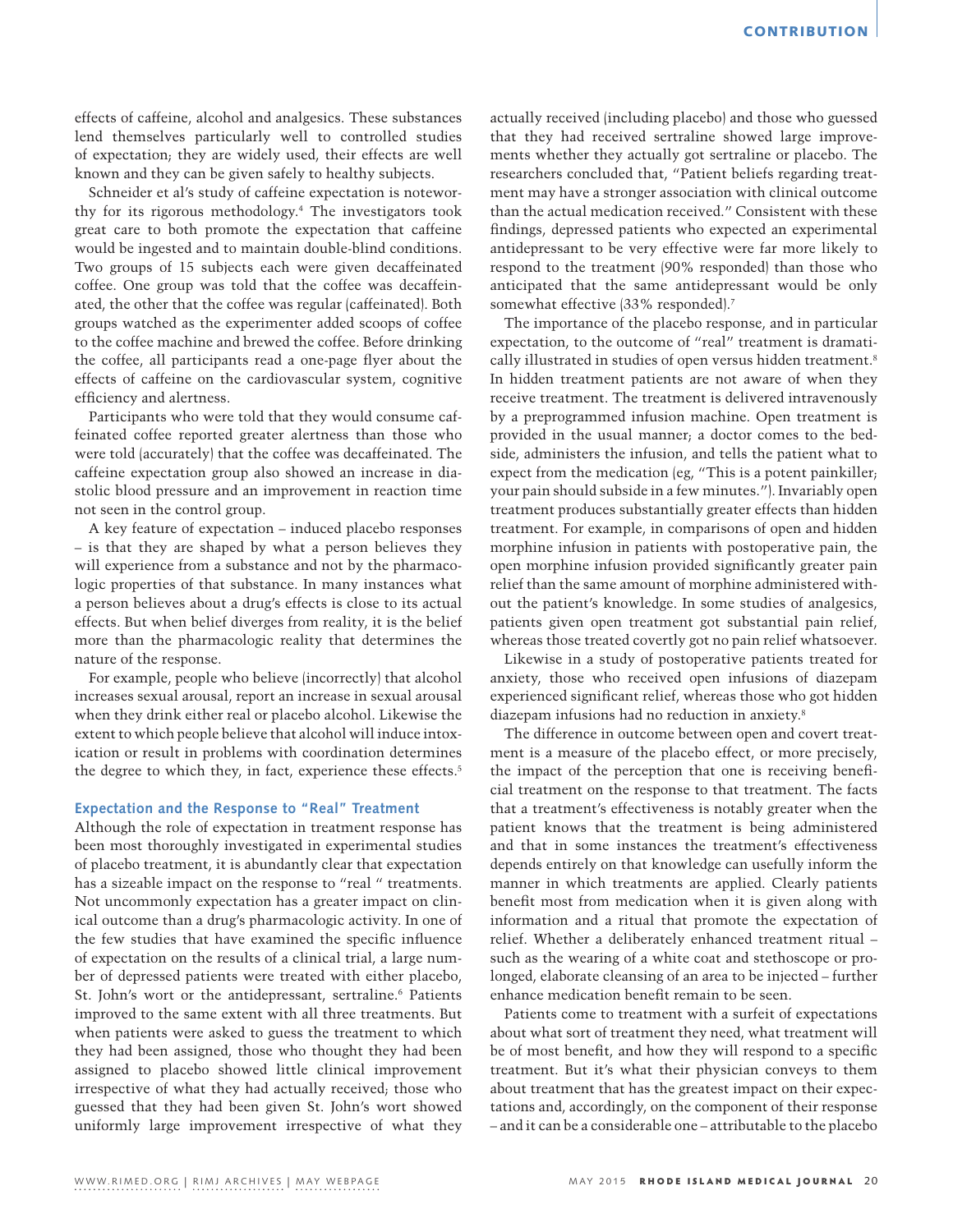effects of caffeine, alcohol and analgesics. These substances lend themselves particularly well to controlled studies of expectation; they are widely used, their effects are well known and they can be given safely to healthy subjects.

Schneider et al's study of caffeine expectation is noteworthy for its rigorous methodology.[4] The investigators took great care to both promote the expectation that caffeine would be ingested and to maintain double-blind conditions. Two groups of 15 subjects each were given decaffeinated coffee. One group was told that the coffee was decaffeinated, the other that the coffee was regular (caffeinated). Both groups watched as the experimenter added scoops of coffee to the coffee machine and brewed the coffee. Before drinking the coffee, all participants read a one-page flyer about the effects of caffeine on the cardiovascular system, cognitive efficiency and alertness.

Participants who were told that they would consume caffeinated coffee reported greater alertness than those who were told (accurately) that the coffee was decaffeinated. The caffeine expectation group also showed an increase in diastolic blood pressure and an improvement in reaction time not seen in the control group.

A key feature of expectation – induced placebo responses – is that they are shaped by what a person believes they will experience from a substance and not by the pharmacologic properties of that substance. In many instances what a person believes about a drug's effects is close to its actual effects. But when belief diverges from reality, it is the belief more than the pharmacologic reality that determines the nature of the response.

For example, people who believe (incorrectly) that alcohol increases sexual arousal, report an increase in sexual arousal when they drink either real or placebo alcohol. Likewise the extent to which people believe that alcohol will induce intoxication or result in problems with coordination determines the degree to which they, in fact, experience these effects.[5]

### Expectation and the Response to "Real" Treatment

Although the role of expectation in treatment response has been most thoroughly investigated in experimental studies of placebo treatment, it is abundantly clear that expectation has a sizeable impact on the response to "real " treatments. Not uncommonly expectation has a greater impact on clinical outcome than a drug's pharmacologic activity. In one of the few studies that have examined the specific influence of expectation on the results of a clinical trial, a large number of depressed patients were treated with either placebo, St. John's wort or the antidepressant, sertraline.[6] Patients improved to the same extent with all three treatments. But when patients were asked to guess the treatment to which they had been assigned, those who thought they had been assigned to placebo showed little clinical improvement irrespective of what they had actually received; those who guessed that they had been given St. John's wort showed uniformly large improvement irrespective of what they actually received (including placebo) and those who guessed that they had received sertraline showed large improvements whether they actually got sertraline or placebo. The researchers concluded that, "Patient beliefs regarding treatment may have a stronger association with clinical outcome than the actual medication received." Consistent with these findings, depressed patients who expected an experimental antidepressant to be very effective were far more likely to respond to the treatment (90% responded) than those who anticipated that the same antidepressant would be only somewhat effective (33% responded).[7]

The importance of the placebo response, and in particular expectation, to the outcome of "real" treatment is dramatically illustrated in studies of open versus hidden treatment.[8] In hidden treatment patients are not aware of when they receive treatment. The treatment is delivered intravenously by a preprogrammed infusion machine. Open treatment is provided in the usual manner; a doctor comes to the bedside, administers the infusion, and tells the patient what to expect from the medication (eg, "This is a potent painkiller; your pain should subside in a few minutes."). Invariably open treatment produces substantially greater effects than hidden treatment. For example, in comparisons of open and hidden morphine infusion in patients with postoperative pain, the open morphine infusion provided significantly greater pain relief than the same amount of morphine administered without the patient's knowledge. In some studies of analgesics, patients given open treatment got substantial pain relief, whereas those treated covertly got no pain relief whatsoever.

Likewise in a study of postoperative patients treated for anxiety, those who received open infusions of diazepam experienced significant relief, whereas those who got hidden diazepam infusions had no reduction in anxiety.[8]

The difference in outcome between open and covert treatment is a measure of the placebo effect, or more precisely, the impact of the perception that one is receiving beneficial treatment on the response to that treatment. The facts that a treatment's effectiveness is notably greater when the patient knows that the treatment is being administered and that in some instances the treatment's effectiveness depends entirely on that knowledge can usefully inform the manner in which treatments are applied. Clearly patients benefit most from medication when it is given along with information and a ritual that promote the expectation of relief. Whether a deliberately enhanced treatment ritual – such as the wearing of a white coat and stethoscope or prolonged, elaborate cleansing of an area to be injected – further enhance medication benefit remain to be seen.

Patients come to treatment with a surfeit of expectations about what sort of treatment they need, what treatment will be of most benefit, and how they will respond to a specific treatment. But it's what their physician conveys to them about treatment that has the greatest impact on their expectations and, accordingly, on the component of their response – and it can be a considerable one – attributable to the placebo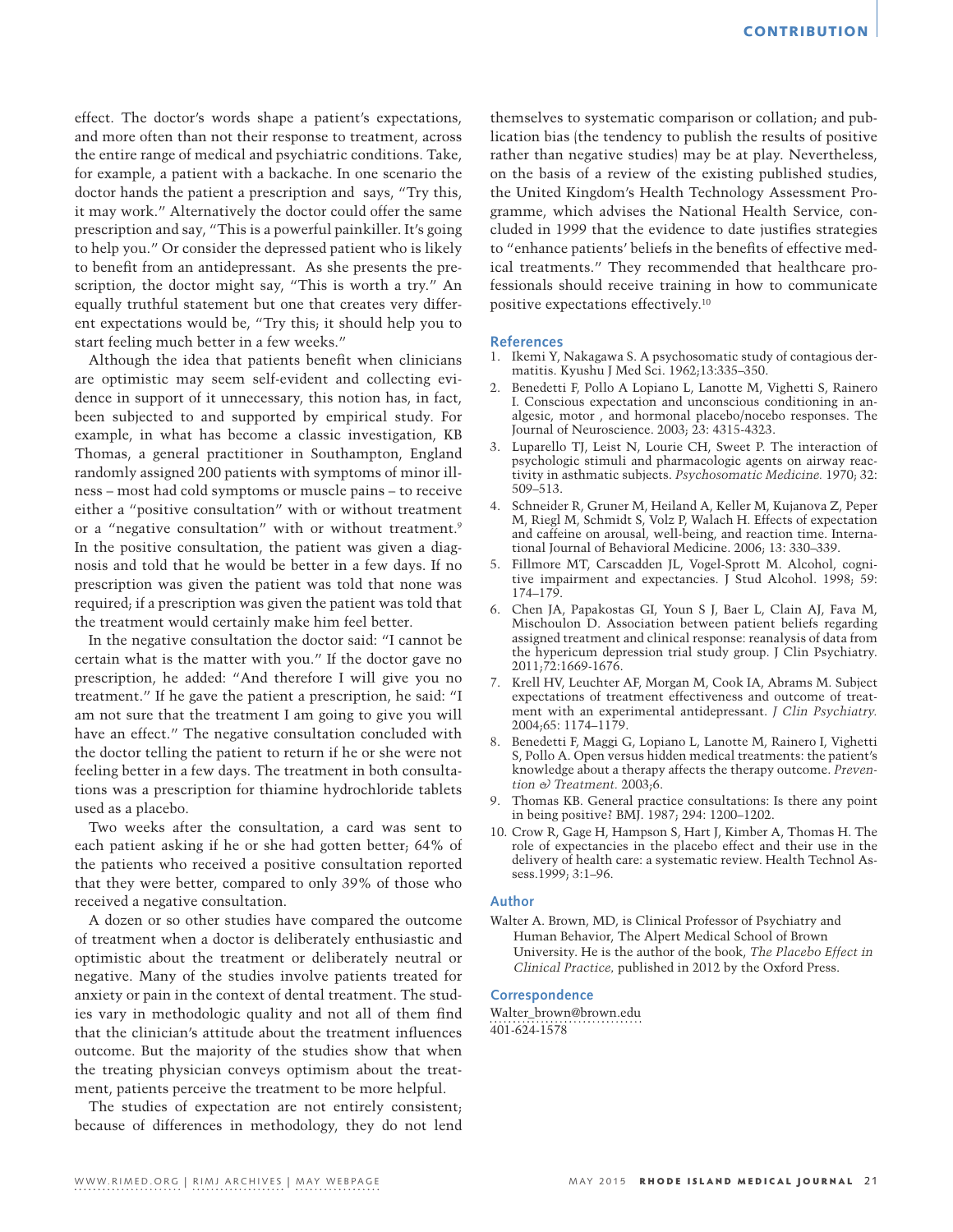effect. The doctor's words shape a patient's expectations, and more often than not their response to treatment, across the entire range of medical and psychiatric conditions. Take, for example, a patient with a backache. In one scenario the doctor hands the patient a prescription and says, "Try this, it may work." Alternatively the doctor could offer the same prescription and say, "This is a powerful painkiller. It's going to help you." Or consider the depressed patient who is likely to benefit from an antidepressant. As she presents the prescription, the doctor might say, "This is worth a try." An equally truthful statement but one that creates very different expectations would be, "Try this; it should help you to start feeling much better in a few weeks."

Although the idea that patients benefit when clinicians are optimistic may seem self-evident and collecting evidence in support of it unnecessary, this notion has, in fact, been subjected to and supported by empirical study. For example, in what has become a classic investigation, KB Thomas, a general practitioner in Southampton, England randomly assigned 200 patients with symptoms of minor illness – most had cold symptoms or muscle pains – to receive either a "positive consultation" with or without treatment or a "negative consultation" with or without treatment.[9] In the positive consultation, the patient was given a diagnosis and told that he would be better in a few days. If no prescription was given the patient was told that none was required; if a prescription was given the patient was told that the treatment would certainly make him feel better.

In the negative consultation the doctor said: "I cannot be certain what is the matter with you." If the doctor gave no prescription, he added: "And therefore I will give you no treatment." If he gave the patient a prescription, he said: "I am not sure that the treatment I am going to give you will have an effect." The negative consultation concluded with the doctor telling the patient to return if he or she were not feeling better in a few days. The treatment in both consultations was a prescription for thiamine hydrochloride tablets used as a placebo.

Two weeks after the consultation, a card was sent to each patient asking if he or she had gotten better; 64% of the patients who received a positive consultation reported that they were better, compared to only 39% of those who received a negative consultation.

A dozen or so other studies have compared the outcome of treatment when a doctor is deliberately enthusiastic and optimistic about the treatment or deliberately neutral or negative. Many of the studies involve patients treated for anxiety or pain in the context of dental treatment. The studies vary in methodologic quality and not all of them find that the clinician's attitude about the treatment influences outcome. But the majority of the studies show that when the treating physician conveys optimism about the treatment, patients perceive the treatment to be more helpful.

The studies of expectation are not entirely consistent; because of differences in methodology, they do not lend themselves to systematic comparison or collation; and publication bias (the tendency to publish the results of positive rather than negative studies) may be at play. Nevertheless, on the basis of a review of the existing published studies, the United Kingdom's Health Technology Assessment Programme, which advises the National Health Service, concluded in 1999 that the evidence to date justifies strategies to "enhance patients' beliefs in the benefits of effective medical treatments." They recommended that healthcare professionals should receive training in how to communicate positive expectations effectively.[10]

## References

1. Ikemi Y, Nakagawa S. A psychosomatic study of contagious dermatitis. Kyushu J Med Sci. 1962;13:335–350.
2. Benedetti F, Pollo A Lopiano L, Lanotte M, Vighetti S, Rainero I. Conscious expectation and unconscious conditioning in analgesic, motor , and hormonal placebo/nocebo responses. The Journal of Neuroscience. 2003; 23: 4315-4323.
3. Luparello TJ, Leist N, Lourie CH, Sweet P. The interaction of psychologic stimuli and pharmacologic agents on airway reactivity in asthmatic subjects. *Psychosomatic Medicine.* 1970; 32: 509–513.
4. Schneider R, Gruner M, Heiland A, Keller M, Kujanova Z, Peper M, Riegl M, Schmidt S, Volz P, Walach H. Effects of expectation and caffeine on arousal, well-being, and reaction time. International Journal of Behavioral Medicine. 2006; 13: 330–339.
5. Fillmore MT, Carscadden JL, Vogel-Sprott M. Alcohol, cognitive impairment and expectancies. J Stud Alcohol. 1998; 59: 174–179.
6. Chen JA, Papakostas GI, Youn S J, Baer L, Clain AJ, Fava M, Mischoulon D. Association between patient beliefs regarding assigned treatment and clinical response: reanalysis of data from the hypericum depression trial study group. J Clin Psychiatry. 2011;72:1669-1676.
7. Krell HV, Leuchter AF, Morgan M, Cook IA, Abrams M. Subject expectations of treatment effectiveness and outcome of treatment with an experimental antidepressant. *J Clin Psychiatry.* 2004;65: 1174–1179.
8. Benedetti F, Maggi G, Lopiano L, Lanotte M, Rainero I, Vighetti S, Pollo A. Open versus hidden medical treatments: the patient's knowledge about a therapy affects the therapy outcome. *Prevention & Treatment.* 2003;6.
9. Thomas KB. General practice consultations: Is there any point in being positive? BMJ. 1987; 294: 1200–1202.
10. Crow R, Gage H, Hampson S, Hart J, Kimber A, Thomas H. The role of expectancies in the placebo effect and their use in the delivery of health care: a systematic review. Health Technol Assess.1999; 3:1–96.

## Author

Walter A. Brown, MD, is Clinical Professor of Psychiatry and Human Behavior, The Alpert Medical School of Brown University. He is the author of the book, *The Placebo Effect in Clinical Practice,* published in 2012 by the Oxford Press.

## Correspondence

Walter_brown@brown.edu
401-624-1578